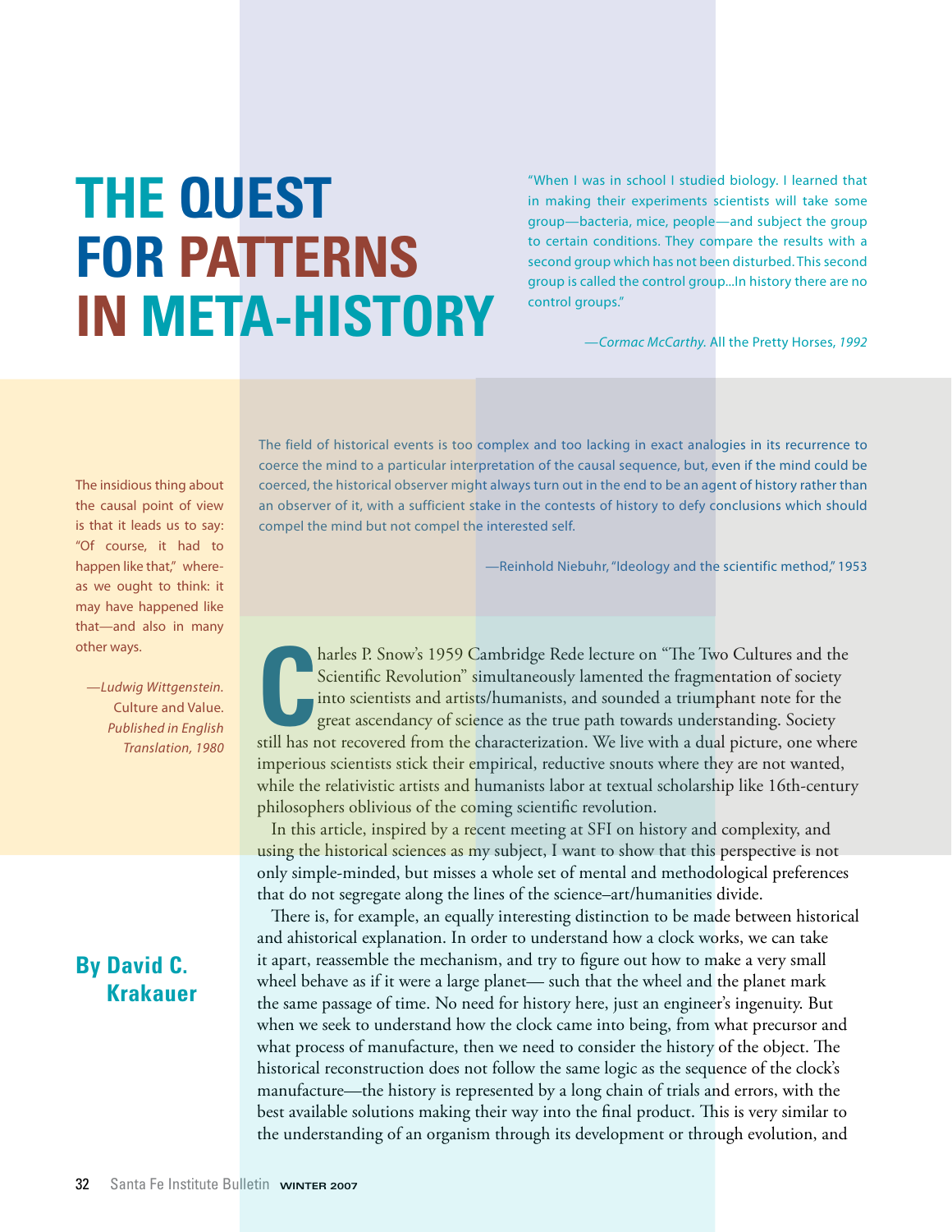# THE QUEST FOR PATTERNS IN META-HISTORY

> "When I was in school I studied biology. I learned that in making their experiments scientists will take some group—bacteria, mice, people—and subject the group to certain conditions. They compare the results with a second group which has not been disturbed. This second group is called the control group...In history there are no control groups."
>
> —*Cormac McCarthy.* All the Pretty Horses, *1992*

> The insidious thing about the causal point of view is that it leads us to say: "Of course, it had to happen like that," whereas we ought to think: it may have happened like that—and also in many other ways.
>
> —*Ludwig Wittgenstein.* Culture and Value. *Published in English Translation, 1980*

> The field of historical events is too complex and too lacking in exact analogies in its recurrence to coerce the mind to a particular interpretation of the causal sequence, but, even if the mind could be coerced, the historical observer might always turn out in the end to be an agent of history rather than an observer of it, with a sufficient stake in the contests of history to defy conclusions which should compel the mind but not compel the interested self.
>
> —Reinhold Niebuhr, "Ideology and the scientific method," 1953

**By David C. Krakauer**

Charles P. Snow's 1959 Cambridge Rede lecture on "The Two Cultures and the Scientific Revolution" simultaneously lamented the fragmentation of society into scientists and artists/humanists, and sounded a triumphant note for the great ascendancy of science as the true path towards understanding. Society still has not recovered from the characterization. We live with a dual picture, one where imperious scientists stick their empirical, reductive snouts where they are not wanted, while the relativistic artists and humanists labor at textual scholarship like 16th-century philosophers oblivious of the coming scientific revolution.

In this article, inspired by a recent meeting at SFI on history and complexity, and using the historical sciences as my subject, I want to show that this perspective is not only simple-minded, but misses a whole set of mental and methodological preferences that do not segregate along the lines of the science–art/humanities divide.

There is, for example, an equally interesting distinction to be made between historical and ahistorical explanation. In order to understand how a clock works, we can take it apart, reassemble the mechanism, and try to figure out how to make a very small wheel behave as if it were a large planet— such that the wheel and the planet mark the same passage of time. No need for history here, just an engineer's ingenuity. But when we seek to understand how the clock came into being, from what precursor and what process of manufacture, then we need to consider the history of the object. The historical reconstruction does not follow the same logic as the sequence of the clock's manufacture—the history is represented by a long chain of trials and errors, with the best available solutions making their way into the final product. This is very similar to the understanding of an organism through its development or through evolution, and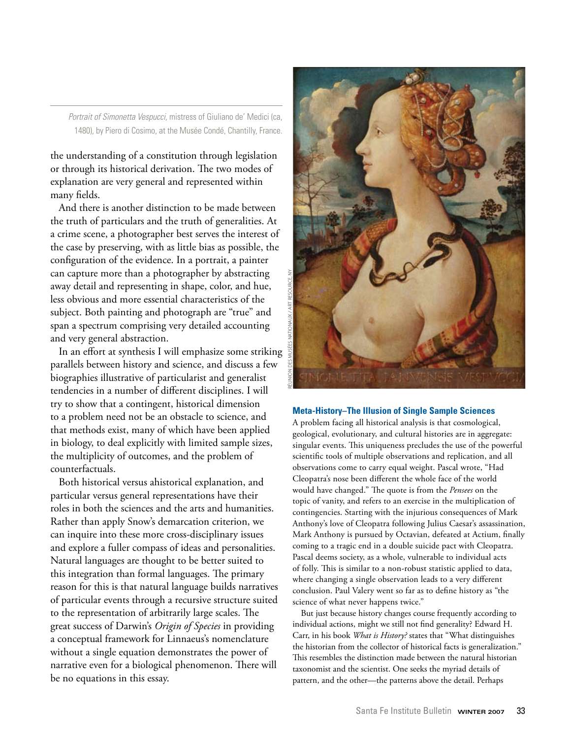*Portrait of Simonetta Vespucci,* mistress of Giuliano de' Medici (ca, 1480), by Piero di Cosimo, at the Musée Condé, Chantilly, France.

the understanding of a constitution through legislation or through its historical derivation. The two modes of explanation are very general and represented within many fields.

And there is another distinction to be made between the truth of particulars and the truth of generalities. At a crime scene, a photographer best serves the interest of the case by preserving, with as little bias as possible, the configuration of the evidence. In a portrait, a painter can capture more than a photographer by abstracting away detail and representing in shape, color, and hue, less obvious and more essential characteristics of the subject. Both painting and photograph are "true" and span a spectrum comprising very detailed accounting and very general abstraction.

In an effort at synthesis I will emphasize some striking parallels between history and science, and discuss a few biographies illustrative of particularist and generalist tendencies in a number of different disciplines. I will try to show that a contingent, historical dimension to a problem need not be an obstacle to science, and that methods exist, many of which have been applied in biology, to deal explicitly with limited sample sizes, the multiplicity of outcomes, and the problem of counterfactuals.

Both historical versus ahistorical explanation, and particular versus general representations have their roles in both the sciences and the arts and humanities. Rather than apply Snow's demarcation criterion, we can inquire into these more cross-disciplinary issues and explore a fuller compass of ideas and personalities. Natural languages are thought to be better suited to this integration than formal languages. The primary reason for this is that natural language builds narratives of particular events through a recursive structure suited to the representation of arbitrarily large scales. The great success of Darwin's *Origin of Species* in providing a conceptual framework for Linnaeus's nomenclature without a single equation demonstrates the power of narrative even for a biological phenomenon. There will be no equations in this essay.

## Meta-History–The Illusion of Single Sample Sciences

A problem facing all historical analysis is that cosmological, geological, evolutionary, and cultural histories are in aggregate: singular events. This uniqueness precludes the use of the powerful scientific tools of multiple observations and replication, and all observations come to carry equal weight. Pascal wrote, "Had Cleopatra's nose been different the whole face of the world would have changed." The quote is from the *Pensees* on the topic of vanity, and refers to an exercise in the multiplication of contingencies. Starting with the injurious consequences of Mark Anthony's love of Cleopatra following Julius Caesar's assassination, Mark Anthony is pursued by Octavian, defeated at Actium, finally coming to a tragic end in a double suicide pact with Cleopatra. Pascal deems society, as a whole, vulnerable to individual acts of folly. This is similar to a non-robust statistic applied to data, where changing a single observation leads to a very different conclusion. Paul Valery went so far as to define history as "the science of what never happens twice."

But just because history changes course frequently according to individual actions, might we still not find generality? Edward H. Carr, in his book *What is History?* states that "What distinguishes the historian from the collector of historical facts is generalization." This resembles the distinction made between the natural historian taxonomist and the scientist. One seeks the myriad details of pattern, and the other—the patterns above the detail. Perhaps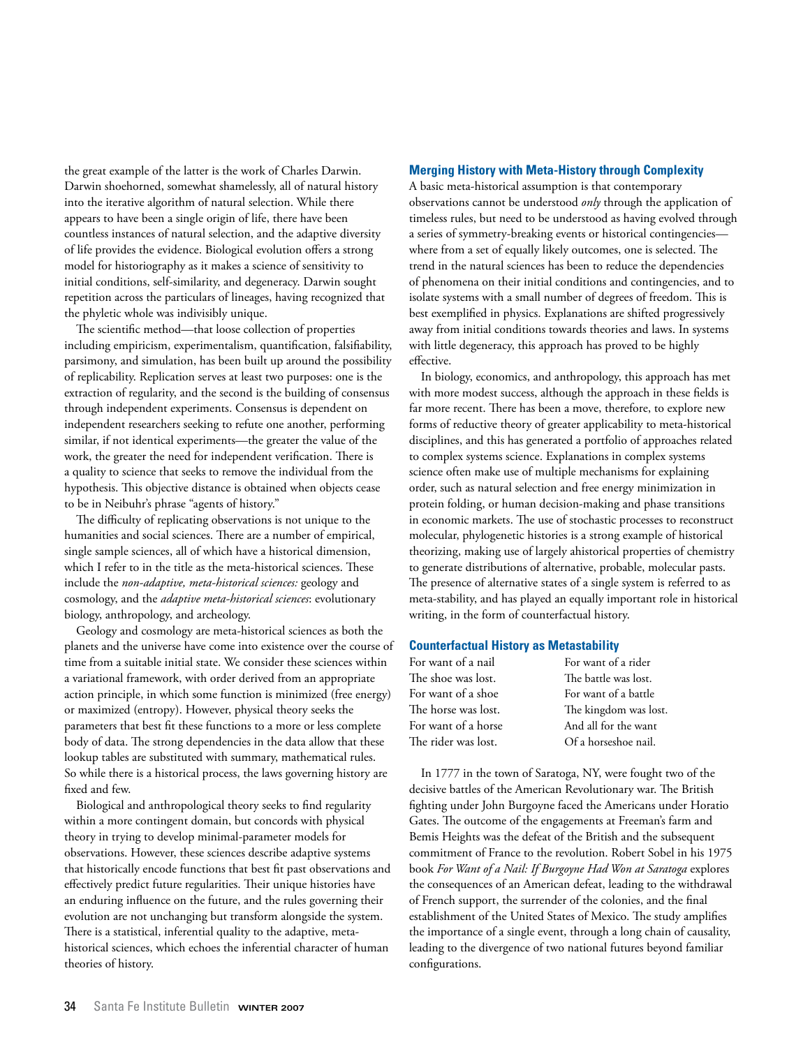the great example of the latter is the work of Charles Darwin. Darwin shoehorned, somewhat shamelessly, all of natural history into the iterative algorithm of natural selection. While there appears to have been a single origin of life, there have been countless instances of natural selection, and the adaptive diversity of life provides the evidence. Biological evolution offers a strong model for historiography as it makes a science of sensitivity to initial conditions, self-similarity, and degeneracy. Darwin sought repetition across the particulars of lineages, having recognized that the phyletic whole was indivisibly unique.

The scientific method—that loose collection of properties including empiricism, experimentalism, quantification, falsifiability, parsimony, and simulation, has been built up around the possibility of replicability. Replication serves at least two purposes: one is the extraction of regularity, and the second is the building of consensus through independent experiments. Consensus is dependent on independent researchers seeking to refute one another, performing similar, if not identical experiments—the greater the value of the work, the greater the need for independent verification. There is a quality to science that seeks to remove the individual from the hypothesis. This objective distance is obtained when objects cease to be in Neibuhr's phrase "agents of history."

The difficulty of replicating observations is not unique to the humanities and social sciences. There are a number of empirical, single sample sciences, all of which have a historical dimension, which I refer to in the title as the meta-historical sciences. These include the *non-adaptive, meta-historical sciences:* geology and cosmology, and the *adaptive meta-historical sciences*: evolutionary biology, anthropology, and archeology.

Geology and cosmology are meta-historical sciences as both the planets and the universe have come into existence over the course of time from a suitable initial state. We consider these sciences within a variational framework, with order derived from an appropriate action principle, in which some function is minimized (free energy) or maximized (entropy). However, physical theory seeks the parameters that best fit these functions to a more or less complete body of data. The strong dependencies in the data allow that these lookup tables are substituted with summary, mathematical rules. So while there is a historical process, the laws governing history are fixed and few.

Biological and anthropological theory seeks to find regularity within a more contingent domain, but concords with physical theory in trying to develop minimal-parameter models for observations. However, these sciences describe adaptive systems that historically encode functions that best fit past observations and effectively predict future regularities. Their unique histories have an enduring influence on the future, and the rules governing their evolution are not unchanging but transform alongside the system. There is a statistical, inferential quality to the adaptive, meta-historical sciences, which echoes the inferential character of human theories of history.

## Merging History with Meta-History through Complexity

A basic meta-historical assumption is that contemporary observations cannot be understood *only* through the application of timeless rules, but need to be understood as having evolved through a series of symmetry-breaking events or historical contingencies—where from a set of equally likely outcomes, one is selected. The trend in the natural sciences has been to reduce the dependencies of phenomena on their initial conditions and contingencies, and to isolate systems with a small number of degrees of freedom. This is best exemplified in physics. Explanations are shifted progressively away from initial conditions towards theories and laws. In systems with little degeneracy, this approach has proved to be highly effective.

In biology, economics, and anthropology, this approach has met with more modest success, although the approach in these fields is far more recent. There has been a move, therefore, to explore new forms of reductive theory of greater applicability to meta-historical disciplines, and this has generated a portfolio of approaches related to complex systems science. Explanations in complex systems science often make use of multiple mechanisms for explaining order, such as natural selection and free energy minimization in protein folding, or human decision-making and phase transitions in economic markets. The use of stochastic processes to reconstruct molecular, phylogenetic histories is a strong example of historical theorizing, making use of largely ahistorical properties of chemistry to generate distributions of alternative, probable, molecular pasts. The presence of alternative states of a single system is referred to as meta-stability, and has played an equally important role in historical writing, in the form of counterfactual history.

## Counterfactual History as Metastability

For want of a nail
The shoe was lost.
For want of a shoe
The horse was lost.
For want of a horse
The rider was lost.
For want of a rider
The battle was lost.
For want of a battle
The kingdom was lost.
And all for the want
Of a horseshoe nail.

In 1777 in the town of Saratoga, NY, were fought two of the decisive battles of the American Revolutionary war. The British fighting under John Burgoyne faced the Americans under Horatio Gates. The outcome of the engagements at Freeman's farm and Bemis Heights was the defeat of the British and the subsequent commitment of France to the revolution. Robert Sobel in his 1975 book *For Want of a Nail: If Burgoyne Had Won at Saratoga* explores the consequences of an American defeat, leading to the withdrawal of French support, the surrender of the colonies, and the final establishment of the United States of Mexico. The study amplifies the importance of a single event, through a long chain of causality, leading to the divergence of two national futures beyond familiar configurations.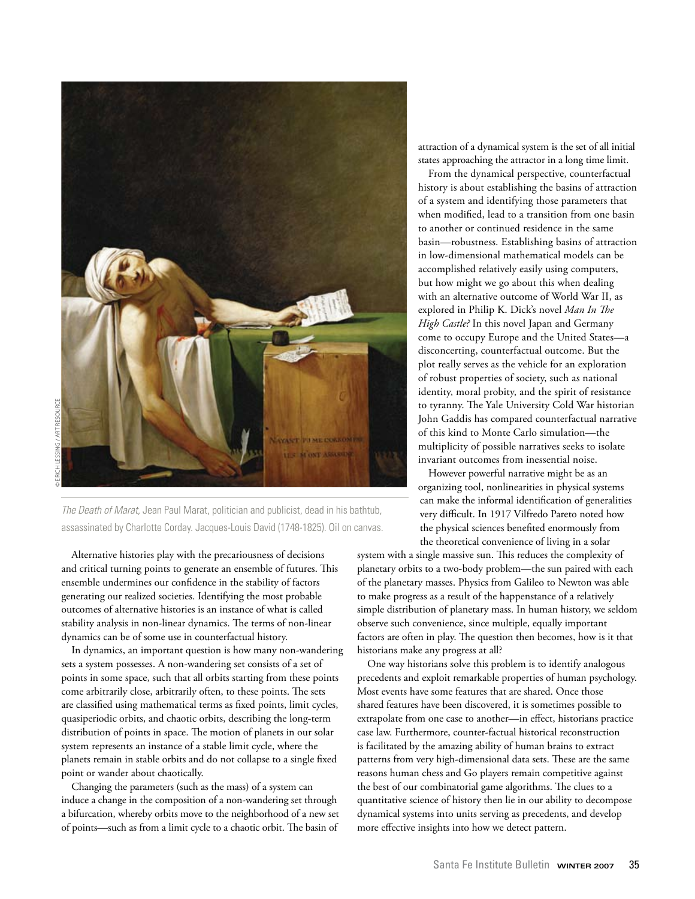*The Death of Marat*, Jean Paul Marat, politician and publicist, dead in his bathtub, assassinated by Charlotte Corday. Jacques-Louis David (1748-1825). Oil on canvas.

Alternative histories play with the precariousness of decisions and critical turning points to generate an ensemble of futures. This ensemble undermines our confidence in the stability of factors generating our realized societies. Identifying the most probable outcomes of alternative histories is an instance of what is called stability analysis in non-linear dynamics. The terms of non-linear dynamics can be of some use in counterfactual history.

In dynamics, an important question is how many non-wandering sets a system possesses. A non-wandering set consists of a set of points in some space, such that all orbits starting from these points come arbitrarily close, arbitrarily often, to these points. The sets are classified using mathematical terms as fixed points, limit cycles, quasiperiodic orbits, and chaotic orbits, describing the long-term distribution of points in space. The motion of planets in our solar system represents an instance of a stable limit cycle, where the planets remain in stable orbits and do not collapse to a single fixed point or wander about chaotically.

Changing the parameters (such as the mass) of a system can induce a change in the composition of a non-wandering set through a bifurcation, whereby orbits move to the neighborhood of a new set of points—such as from a limit cycle to a chaotic orbit. The basin of attraction of a dynamical system is the set of all initial states approaching the attractor in a long time limit.

From the dynamical perspective, counterfactual history is about establishing the basins of attraction of a system and identifying those parameters that when modified, lead to a transition from one basin to another or continued residence in the same basin—robustness. Establishing basins of attraction in low-dimensional mathematical models can be accomplished relatively easily using computers, but how might we go about this when dealing with an alternative outcome of World War II, as explored in Philip K. Dick's novel *Man In The High Castle?* In this novel Japan and Germany come to occupy Europe and the United States—a disconcerting, counterfactual outcome. But the plot really serves as the vehicle for an exploration of robust properties of society, such as national identity, moral probity, and the spirit of resistance to tyranny. The Yale University Cold War historian John Gaddis has compared counterfactual narrative of this kind to Monte Carlo simulation—the multiplicity of possible narratives seeks to isolate invariant outcomes from inessential noise.

However powerful narrative might be as an organizing tool, nonlinearities in physical systems can make the informal identification of generalities very difficult. In 1917 Vilfredo Pareto noted how the physical sciences benefited enormously from the theoretical convenience of living in a solar system with a single massive sun. This reduces the complexity of planetary orbits to a two-body problem—the sun paired with each of the planetary masses. Physics from Galileo to Newton was able to make progress as a result of the happenstance of a relatively simple distribution of planetary mass. In human history, we seldom observe such convenience, since multiple, equally important factors are often in play. The question then becomes, how is it that historians make any progress at all?

One way historians solve this problem is to identify analogous precedents and exploit remarkable properties of human psychology. Most events have some features that are shared. Once those shared features have been discovered, it is sometimes possible to extrapolate from one case to another—in effect, historians practice case law. Furthermore, counter-factual historical reconstruction is facilitated by the amazing ability of human brains to extract patterns from very high-dimensional data sets. These are the same reasons human chess and Go players remain competitive against the best of our combinatorial game algorithms. The clues to a quantitative science of history then lie in our ability to decompose dynamical systems into units serving as precedents, and develop more effective insights into how we detect pattern.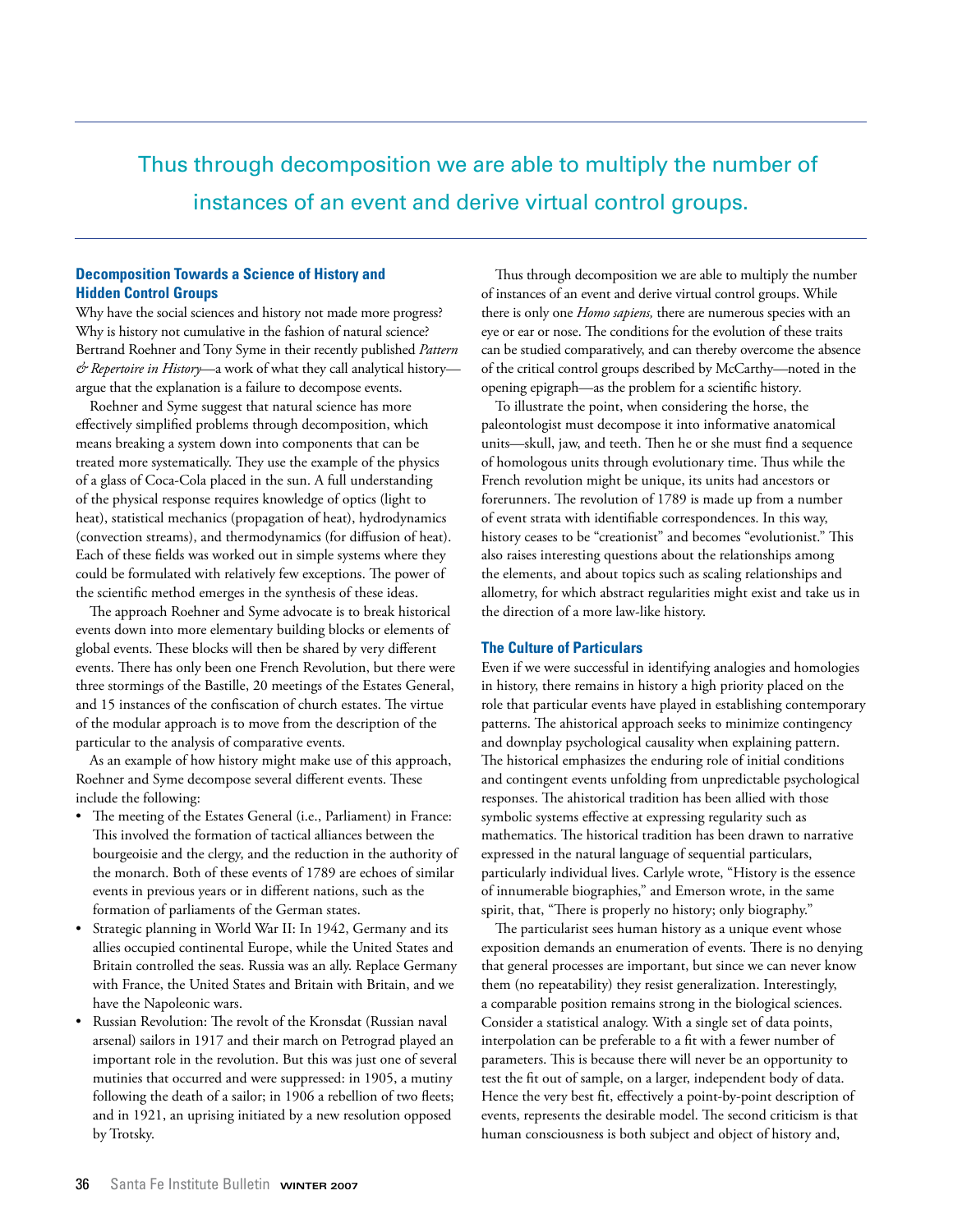Thus through decomposition we are able to multiply the number of instances of an event and derive virtual control groups.

## Decomposition Towards a Science of History and Hidden Control Groups

Why have the social sciences and history not made more progress? Why is history not cumulative in the fashion of natural science? Bertrand Roehner and Tony Syme in their recently published *Pattern & Repertoire in History*—a work of what they call analytical history—argue that the explanation is a failure to decompose events.

Roehner and Syme suggest that natural science has more effectively simplified problems through decomposition, which means breaking a system down into components that can be treated more systematically. They use the example of the physics of a glass of Coca-Cola placed in the sun. A full understanding of the physical response requires knowledge of optics (light to heat), statistical mechanics (propagation of heat), hydrodynamics (convection streams), and thermodynamics (for diffusion of heat). Each of these fields was worked out in simple systems where they could be formulated with relatively few exceptions. The power of the scientific method emerges in the synthesis of these ideas.

The approach Roehner and Syme advocate is to break historical events down into more elementary building blocks or elements of global events. These blocks will then be shared by very different events. There has only been one French Revolution, but there were three stormings of the Bastille, 20 meetings of the Estates General, and 15 instances of the confiscation of church estates. The virtue of the modular approach is to move from the description of the particular to the analysis of comparative events.

As an example of how history might make use of this approach, Roehner and Syme decompose several different events. These include the following:

- The meeting of the Estates General (i.e., Parliament) in France: This involved the formation of tactical alliances between the bourgeoisie and the clergy, and the reduction in the authority of the monarch. Both of these events of 1789 are echoes of similar events in previous years or in different nations, such as the formation of parliaments of the German states.
- Strategic planning in World War II: In 1942, Germany and its allies occupied continental Europe, while the United States and Britain controlled the seas. Russia was an ally. Replace Germany with France, the United States and Britain with Britain, and we have the Napoleonic wars.
- Russian Revolution: The revolt of the Kronsdat (Russian naval arsenal) sailors in 1917 and their march on Petrograd played an important role in the revolution. But this was just one of several mutinies that occurred and were suppressed: in 1905, a mutiny following the death of a sailor; in 1906 a rebellion of two fleets; and in 1921, an uprising initiated by a new resolution opposed by Trotsky.

Thus through decomposition we are able to multiply the number of instances of an event and derive virtual control groups. While there is only one *Homo sapiens,* there are numerous species with an eye or ear or nose. The conditions for the evolution of these traits can be studied comparatively, and can thereby overcome the absence of the critical control groups described by McCarthy—noted in the opening epigraph—as the problem for a scientific history.

To illustrate the point, when considering the horse, the paleontologist must decompose it into informative anatomical units—skull, jaw, and teeth. Then he or she must find a sequence of homologous units through evolutionary time. Thus while the French revolution might be unique, its units had ancestors or forerunners. The revolution of 1789 is made up from a number of event strata with identifiable correspondences. In this way, history ceases to be "creationist" and becomes "evolutionist." This also raises interesting questions about the relationships among the elements, and about topics such as scaling relationships and allometry, for which abstract regularities might exist and take us in the direction of a more law-like history.

## The Culture of Particulars

Even if we were successful in identifying analogies and homologies in history, there remains in history a high priority placed on the role that particular events have played in establishing contemporary patterns. The ahistorical approach seeks to minimize contingency and downplay psychological causality when explaining pattern. The historical emphasizes the enduring role of initial conditions and contingent events unfolding from unpredictable psychological responses. The ahistorical tradition has been allied with those symbolic systems effective at expressing regularity such as mathematics. The historical tradition has been drawn to narrative expressed in the natural language of sequential particulars, particularly individual lives. Carlyle wrote, "History is the essence of innumerable biographies," and Emerson wrote, in the same spirit, that, "There is properly no history; only biography."

The particularist sees human history as a unique event whose exposition demands an enumeration of events. There is no denying that general processes are important, but since we can never know them (no repeatability) they resist generalization. Interestingly, a comparable position remains strong in the biological sciences. Consider a statistical analogy. With a single set of data points, interpolation can be preferable to a fit with a fewer number of parameters. This is because there will never be an opportunity to test the fit out of sample, on a larger, independent body of data. Hence the very best fit, effectively a point-by-point description of events, represents the desirable model. The second criticism is that human consciousness is both subject and object of history and,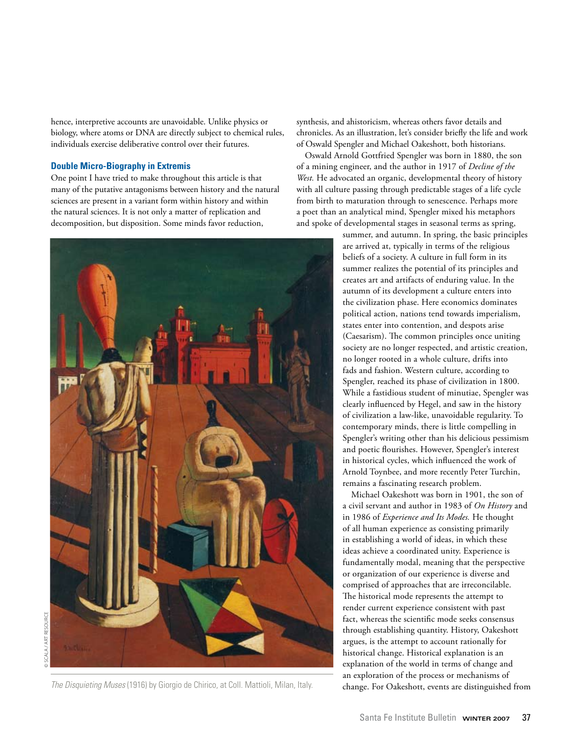hence, interpretive accounts are unavoidable. Unlike physics or biology, where atoms or DNA are directly subject to chemical rules, individuals exercise deliberative control over their futures.

### Double Micro-Biography in Extremis

One point I have tried to make throughout this article is that many of the putative antagonisms between history and the natural sciences are present in a variant form within history and within the natural sciences. It is not only a matter of replication and decomposition, but disposition. Some minds favor reduction, synthesis, and ahistoricism, whereas others favor details and chronicles. As an illustration, let's consider briefly the life and work of Oswald Spengler and Michael Oakeshott, both historians.

Oswald Arnold Gottfried Spengler was born in 1880, the son of a mining engineer, and the author in 1917 of *Decline of the West.* He advocated an organic, developmental theory of history with all culture passing through predictable stages of a life cycle from birth to maturation through to senescence. Perhaps more a poet than an analytical mind, Spengler mixed his metaphors and spoke of developmental stages in seasonal terms as spring, summer, and autumn. In spring, the basic principles are arrived at, typically in terms of the religious beliefs of a society. A culture in full form in its summer realizes the potential of its principles and creates art and artifacts of enduring value. In the autumn of its development a culture enters into the civilization phase. Here economics dominates political action, nations tend towards imperialism, states enter into contention, and despots arise (Caesarism). The common principles once uniting society are no longer respected, and artistic creation, no longer rooted in a whole culture, drifts into fads and fashion. Western culture, according to Spengler, reached its phase of civilization in 1800. While a fastidious student of minutiae, Spengler was clearly influenced by Hegel, and saw in the history of civilization a law-like, unavoidable regularity. To contemporary minds, there is little compelling in Spengler's writing other than his delicious pessimism and poetic flourishes. However, Spengler's interest in historical cycles, which influenced the work of Arnold Toynbee, and more recently Peter Turchin, remains a fascinating research problem.

*The Disquieting Muses* (1916) by Giorgio de Chirico, at Coll. Mattioli, Milan, Italy.

Michael Oakeshott was born in 1901, the son of a civil servant and author in 1983 of *On History* and in 1986 of *Experience and Its Modes.* He thought of all human experience as consisting primarily in establishing a world of ideas, in which these ideas achieve a coordinated unity. Experience is fundamentally modal, meaning that the perspective or organization of our experience is diverse and comprised of approaches that are irreconcilable. The historical mode represents the attempt to render current experience consistent with past fact, whereas the scientific mode seeks consensus through establishing quantity. History, Oakeshott argues, is the attempt to account rationally for historical change. Historical explanation is an explanation of the world in terms of change and an exploration of the process or mechanisms of change. For Oakeshott, events are distinguished from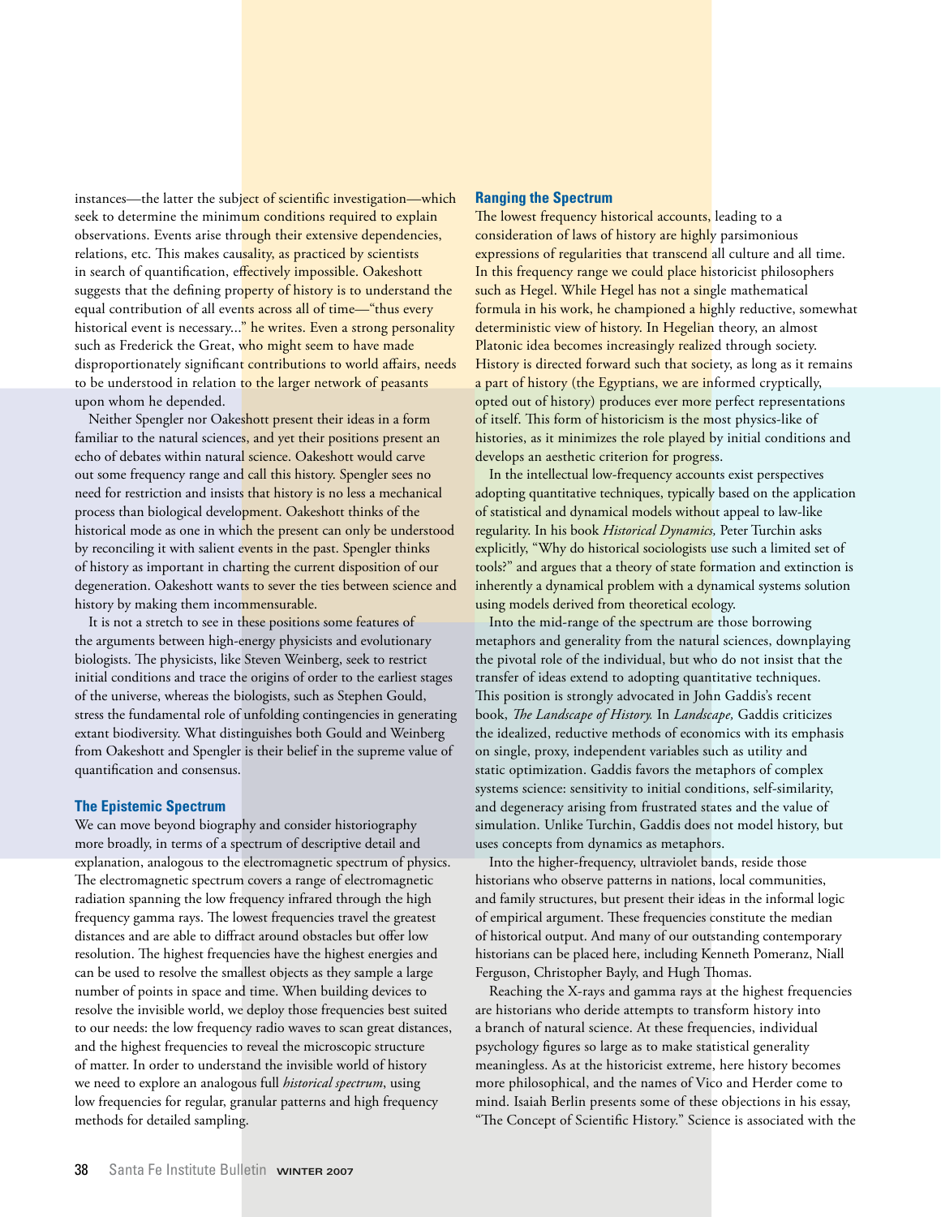instances—the latter the subject of scientific investigation—which seek to determine the minimum conditions required to explain observations. Events arise through their extensive dependencies, relations, etc. This makes causality, as practiced by scientists in search of quantification, effectively impossible. Oakeshott suggests that the defining property of history is to understand the equal contribution of all events across all of time—"thus every historical event is necessary..." he writes. Even a strong personality such as Frederick the Great, who might seem to have made disproportionately significant contributions to world affairs, needs to be understood in relation to the larger network of peasants upon whom he depended.

Neither Spengler nor Oakeshott present their ideas in a form familiar to the natural sciences, and yet their positions present an echo of debates within natural science. Oakeshott would carve out some frequency range and call this history. Spengler sees no need for restriction and insists that history is no less a mechanical process than biological development. Oakeshott thinks of the historical mode as one in which the present can only be understood by reconciling it with salient events in the past. Spengler thinks of history as important in charting the current disposition of our degeneration. Oakeshott wants to sever the ties between science and history by making them incommensurable.

It is not a stretch to see in these positions some features of the arguments between high-energy physicists and evolutionary biologists. The physicists, like Steven Weinberg, seek to restrict initial conditions and trace the origins of order to the earliest stages of the universe, whereas the biologists, such as Stephen Gould, stress the fundamental role of unfolding contingencies in generating extant biodiversity. What distinguishes both Gould and Weinberg from Oakeshott and Spengler is their belief in the supreme value of quantification and consensus.

## The Epistemic Spectrum

We can move beyond biography and consider historiography more broadly, in terms of a spectrum of descriptive detail and explanation, analogous to the electromagnetic spectrum of physics. The electromagnetic spectrum covers a range of electromagnetic radiation spanning the low frequency infrared through the high frequency gamma rays. The lowest frequencies travel the greatest distances and are able to diffract around obstacles but offer low resolution. The highest frequencies have the highest energies and can be used to resolve the smallest objects as they sample a large number of points in space and time. When building devices to resolve the invisible world, we deploy those frequencies best suited to our needs: the low frequency radio waves to scan great distances, and the highest frequencies to reveal the microscopic structure of matter. In order to understand the invisible world of history we need to explore an analogous full *historical spectrum*, using low frequencies for regular, granular patterns and high frequency methods for detailed sampling.

## Ranging the Spectrum

The lowest frequency historical accounts, leading to a consideration of laws of history are highly parsimonious expressions of regularities that transcend all culture and all time. In this frequency range we could place historicist philosophers such as Hegel. While Hegel has not a single mathematical formula in his work, he championed a highly reductive, somewhat deterministic view of history. In Hegelian theory, an almost Platonic idea becomes increasingly realized through society. History is directed forward such that society, as long as it remains a part of history (the Egyptians, we are informed cryptically, opted out of history) produces ever more perfect representations of itself. This form of historicism is the most physics-like of histories, as it minimizes the role played by initial conditions and develops an aesthetic criterion for progress.

In the intellectual low-frequency accounts exist perspectives adopting quantitative techniques, typically based on the application of statistical and dynamical models without appeal to law-like regularity. In his book *Historical Dynamics,* Peter Turchin asks explicitly, "Why do historical sociologists use such a limited set of tools?" and argues that a theory of state formation and extinction is inherently a dynamical problem with a dynamical systems solution using models derived from theoretical ecology.

Into the mid-range of the spectrum are those borrowing metaphors and generality from the natural sciences, downplaying the pivotal role of the individual, but who do not insist that the transfer of ideas extend to adopting quantitative techniques. This position is strongly advocated in John Gaddis's recent book, *The Landscape of History.* In *Landscape,* Gaddis criticizes the idealized, reductive methods of economics with its emphasis on single, proxy, independent variables such as utility and static optimization. Gaddis favors the metaphors of complex systems science: sensitivity to initial conditions, self-similarity, and degeneracy arising from frustrated states and the value of simulation. Unlike Turchin, Gaddis does not model history, but uses concepts from dynamics as metaphors.

Into the higher-frequency, ultraviolet bands, reside those historians who observe patterns in nations, local communities, and family structures, but present their ideas in the informal logic of empirical argument. These frequencies constitute the median of historical output. And many of our outstanding contemporary historians can be placed here, including Kenneth Pomeranz, Niall Ferguson, Christopher Bayly, and Hugh Thomas.

Reaching the X-rays and gamma rays at the highest frequencies are historians who deride attempts to transform history into a branch of natural science. At these frequencies, individual psychology figures so large as to make statistical generality meaningless. As at the historicist extreme, here history becomes more philosophical, and the names of Vico and Herder come to mind. Isaiah Berlin presents some of these objections in his essay, "The Concept of Scientific History." Science is associated with the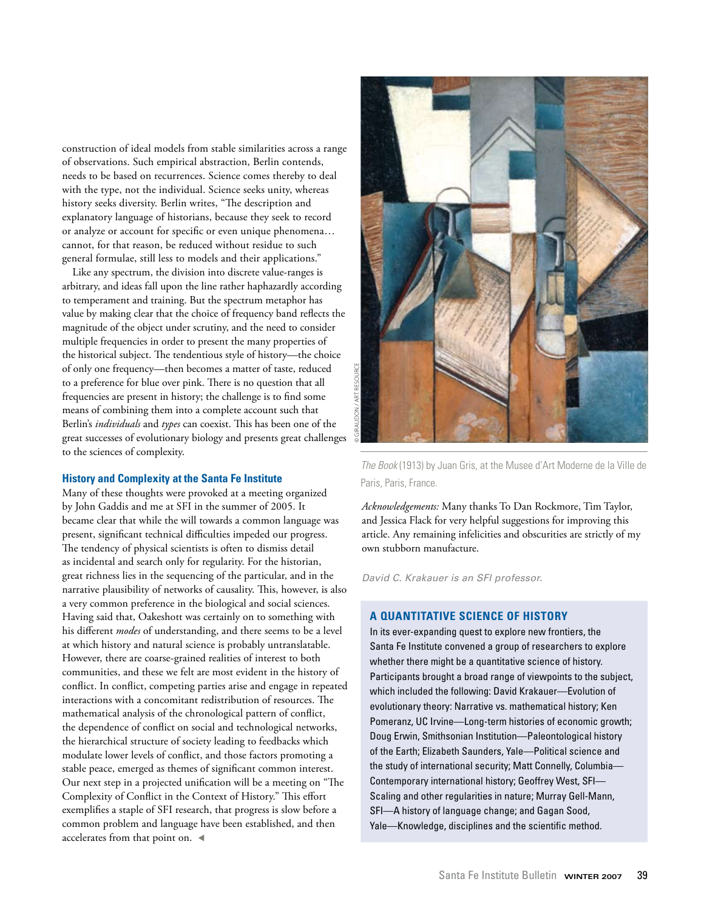construction of ideal models from stable similarities across a range of observations. Such empirical abstraction, Berlin contends, needs to be based on recurrences. Science comes thereby to deal with the type, not the individual. Science seeks unity, whereas history seeks diversity. Berlin writes, "The description and explanatory language of historians, because they seek to record or analyze or account for specific or even unique phenomena… cannot, for that reason, be reduced without residue to such general formulae, still less to models and their applications."

Like any spectrum, the division into discrete value-ranges is arbitrary, and ideas fall upon the line rather haphazardly according to temperament and training. But the spectrum metaphor has value by making clear that the choice of frequency band reflects the magnitude of the object under scrutiny, and the need to consider multiple frequencies in order to present the many properties of the historical subject. The tendentious style of history—the choice of only one frequency—then becomes a matter of taste, reduced to a preference for blue over pink. There is no question that all frequencies are present in history; the challenge is to find some means of combining them into a complete account such that Berlin's *individuals* and *types* can coexist. This has been one of the great successes of evolutionary biology and presents great challenges to the sciences of complexity.

### History and Complexity at the Santa Fe Institute

Many of these thoughts were provoked at a meeting organized by John Gaddis and me at SFI in the summer of 2005. It became clear that while the will towards a common language was present, significant technical difficulties impeded our progress. The tendency of physical scientists is often to dismiss detail as incidental and search only for regularity. For the historian, great richness lies in the sequencing of the particular, and in the narrative plausibility of networks of causality. This, however, is also a very common preference in the biological and social sciences. Having said that, Oakeshott was certainly on to something with his different *modes* of understanding, and there seems to be a level at which history and natural science is probably untranslatable. However, there are coarse-grained realities of interest to both communities, and these we felt are most evident in the history of conflict. In conflict, competing parties arise and engage in repeated interactions with a concomitant redistribution of resources. The mathematical analysis of the chronological pattern of conflict, the dependence of conflict on social and technological networks, the hierarchical structure of society leading to feedbacks which modulate lower levels of conflict, and those factors promoting a stable peace, emerged as themes of significant common interest. Our next step in a projected unification will be a meeting on "The Complexity of Conflict in the Context of History." This effort exemplifies a staple of SFI research, that progress is slow before a common problem and language have been established, and then accelerates from that point on. ◄

©GIRAUDON / ART RESOURCE

*The Book* (1913) by Juan Gris, at the Musee d'Art Moderne de la Ville de Paris, Paris, France.

*Acknowledgements:* Many thanks To Dan Rockmore, Tim Taylor, and Jessica Flack for very helpful suggestions for improving this article. Any remaining infelicities and obscurities are strictly of my own stubborn manufacture.

*David C. Krakauer is an SFI professor.*

### A QUANTITATIVE SCIENCE OF HISTORY

In its ever-expanding quest to explore new frontiers, the Santa Fe Institute convened a group of researchers to explore whether there might be a quantitative science of history. Participants brought a broad range of viewpoints to the subject, which included the following: David Krakauer—Evolution of evolutionary theory: Narrative vs. mathematical history; Ken Pomeranz, UC Irvine—Long-term histories of economic growth; Doug Erwin, Smithsonian Institution—Paleontological history of the Earth; Elizabeth Saunders, Yale—Political science and the study of international security; Matt Connelly, Columbia—Contemporary international history; Geoffrey West, SFI—Scaling and other regularities in nature; Murray Gell-Mann, SFI—A history of language change; and Gagan Sood, Yale—Knowledge, disciplines and the scientific method.